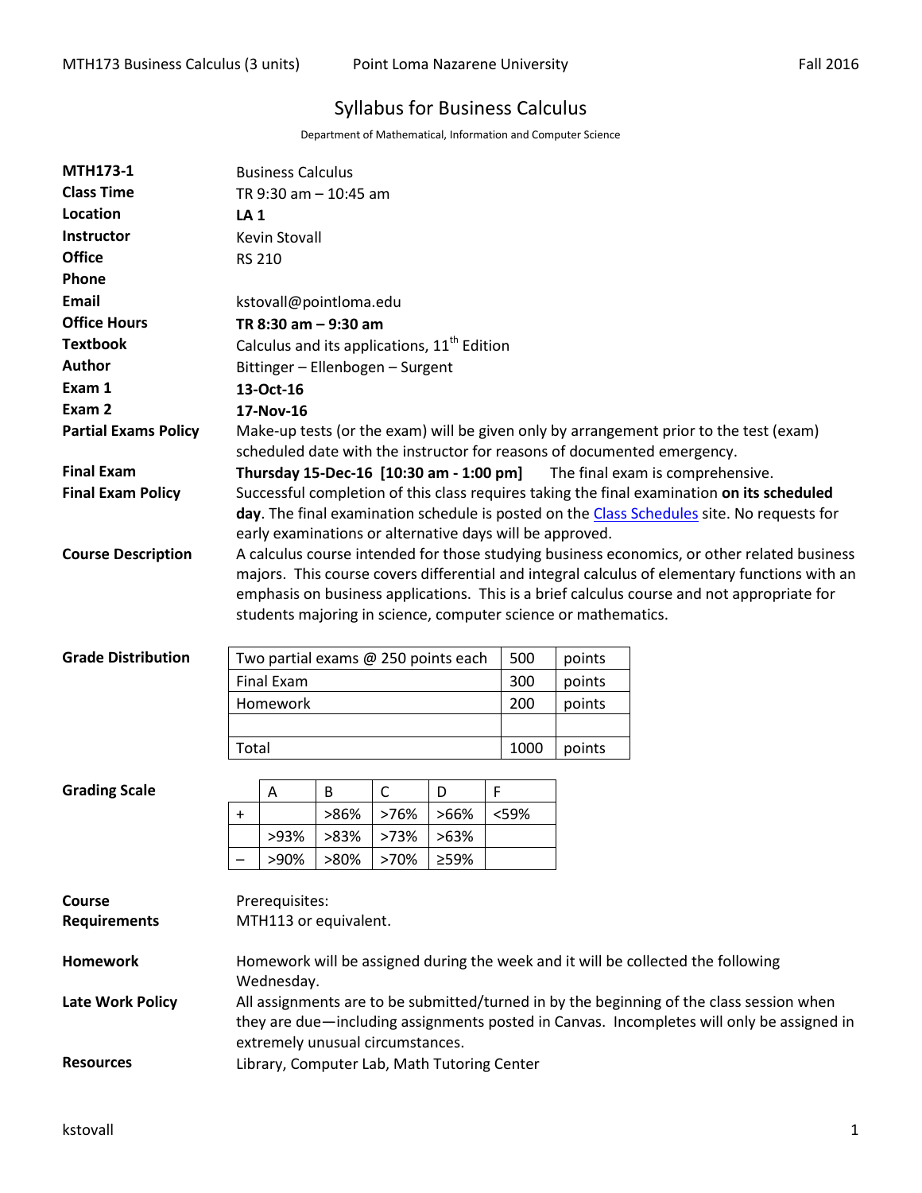# Syllabus for Business Calculus

Department of Mathematical, Information and Computer Science

**MTH173-1** Business Calculus

**Class Time** TR 9:30 am – 10:45 am

**Location** **LA 1**

**Instructor** Kevin Stovall

**Office** RS 210

**Phone**

**Email** kstovall@pointloma.edu

**Office Hours** **TR 8:30 am – 9:30 am**

**Textbook** Calculus and its applications, 11th Edition

**Author** Bittinger – Ellenbogen – Surgent

**Exam 1** **13-Oct-16**

**Exam 2** **17-Nov-16**

**Partial Exams Policy** Make-up tests (or the exam) will be given only by arrangement prior to the test (exam) scheduled date with the instructor for reasons of documented emergency.

**Final Exam** **Thursday 15-Dec-16 [10:30 am - 1:00 pm]** The final exam is comprehensive.

**Final Exam Policy** Successful completion of this class requires taking the final examination **on its scheduled day**. The final examination schedule is posted on the Class Schedules site. No requests for early examinations or alternative days will be approved.

**Course Description** A calculus course intended for those studying business economics, or other related business majors. This course covers differential and integral calculus of elementary functions with an emphasis on business applications. This is a brief calculus course and not appropriate for students majoring in science, computer science or mathematics.

**Grade Distribution**

| Item | Points | |
|---|---|---|
| Two partial exams @ 250 points each | 500 | points |
| Final Exam | 300 | points |
| Homework | 200 | points |
| | | |
| Total | 1000 | points |

**Grading Scale**

| | A | B | C | D | F |
|---|---|---|---|---|---|
| + | | >86% | >76% | >66% | <59% |
| | >93% | >83% | >73% | >63% | |
| – | >90% | >80% | >70% | ≥59% | |

**Course Requirements** Prerequisites:
MTH113 or equivalent.

**Homework** Homework will be assigned during the week and it will be collected the following Wednesday.

**Late Work Policy** All assignments are to be submitted/turned in by the beginning of the class session when they are due—including assignments posted in Canvas. Incompletes will only be assigned in extremely unusual circumstances.

**Resources** Library, Computer Lab, Math Tutoring Center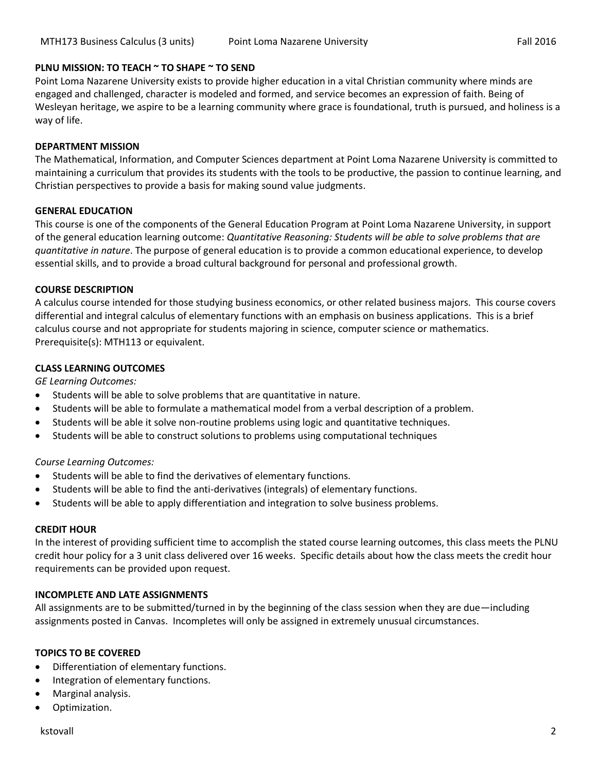## PLNU MISSION: TO TEACH ~ TO SHAPE ~ TO SEND

Point Loma Nazarene University exists to provide higher education in a vital Christian community where minds are engaged and challenged, character is modeled and formed, and service becomes an expression of faith. Being of Wesleyan heritage, we aspire to be a learning community where grace is foundational, truth is pursued, and holiness is a way of life.

## DEPARTMENT MISSION

The Mathematical, Information, and Computer Sciences department at Point Loma Nazarene University is committed to maintaining a curriculum that provides its students with the tools to be productive, the passion to continue learning, and Christian perspectives to provide a basis for making sound value judgments.

## GENERAL EDUCATION

This course is one of the components of the General Education Program at Point Loma Nazarene University, in support of the general education learning outcome: *Quantitative Reasoning: Students will be able to solve problems that are quantitative in nature*. The purpose of general education is to provide a common educational experience, to develop essential skills, and to provide a broad cultural background for personal and professional growth.

## COURSE DESCRIPTION

A calculus course intended for those studying business economics, or other related business majors. This course covers differential and integral calculus of elementary functions with an emphasis on business applications. This is a brief calculus course and not appropriate for students majoring in science, computer science or mathematics. Prerequisite(s): MTH113 or equivalent.

## CLASS LEARNING OUTCOMES

*GE Learning Outcomes:*

- Students will be able to solve problems that are quantitative in nature.
- Students will be able to formulate a mathematical model from a verbal description of a problem.
- Students will be able it solve non-routine problems using logic and quantitative techniques.
- Students will be able to construct solutions to problems using computational techniques

*Course Learning Outcomes:*

- Students will be able to find the derivatives of elementary functions.
- Students will be able to find the anti-derivatives (integrals) of elementary functions.
- Students will be able to apply differentiation and integration to solve business problems.

## CREDIT HOUR

In the interest of providing sufficient time to accomplish the stated course learning outcomes, this class meets the PLNU credit hour policy for a 3 unit class delivered over 16 weeks. Specific details about how the class meets the credit hour requirements can be provided upon request.

## INCOMPLETE AND LATE ASSIGNMENTS

All assignments are to be submitted/turned in by the beginning of the class session when they are due—including assignments posted in Canvas. Incompletes will only be assigned in extremely unusual circumstances.

## TOPICS TO BE COVERED

- Differentiation of elementary functions.
- Integration of elementary functions.
- Marginal analysis.
- Optimization.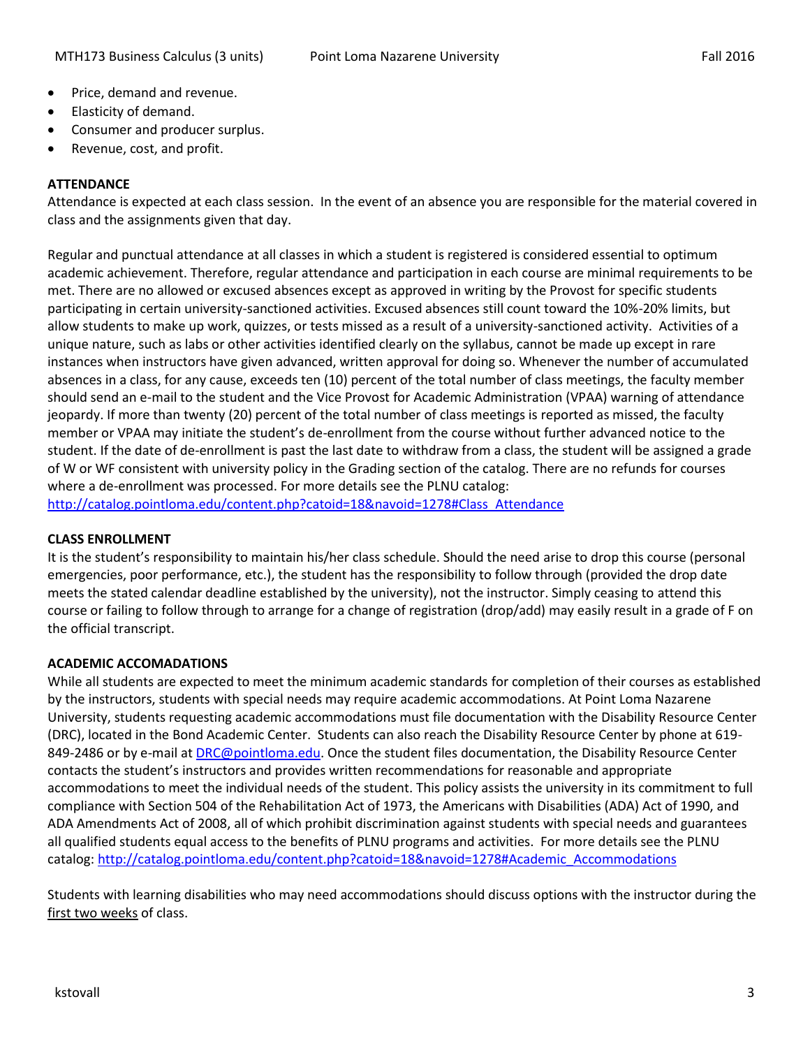- Price, demand and revenue.
- Elasticity of demand.
- Consumer and producer surplus.
- Revenue, cost, and profit.

**ATTENDANCE**

Attendance is expected at each class session. In the event of an absence you are responsible for the material covered in class and the assignments given that day.

Regular and punctual attendance at all classes in which a student is registered is considered essential to optimum academic achievement. Therefore, regular attendance and participation in each course are minimal requirements to be met. There are no allowed or excused absences except as approved in writing by the Provost for specific students participating in certain university-sanctioned activities. Excused absences still count toward the 10%-20% limits, but allow students to make up work, quizzes, or tests missed as a result of a university-sanctioned activity. Activities of a unique nature, such as labs or other activities identified clearly on the syllabus, cannot be made up except in rare instances when instructors have given advanced, written approval for doing so. Whenever the number of accumulated absences in a class, for any cause, exceeds ten (10) percent of the total number of class meetings, the faculty member should send an e-mail to the student and the Vice Provost for Academic Administration (VPAA) warning of attendance jeopardy. If more than twenty (20) percent of the total number of class meetings is reported as missed, the faculty member or VPAA may initiate the student's de-enrollment from the course without further advanced notice to the student. If the date of de-enrollment is past the last date to withdraw from a class, the student will be assigned a grade of W or WF consistent with university policy in the Grading section of the catalog. There are no refunds for courses where a de-enrollment was processed. For more details see the PLNU catalog: [http://catalog.pointloma.edu/content.php?catoid=18&navoid=1278#Class_Attendance](http://catalog.pointloma.edu/content.php?catoid=18&navoid=1278#Class_Attendance)

**CLASS ENROLLMENT**

It is the student's responsibility to maintain his/her class schedule. Should the need arise to drop this course (personal emergencies, poor performance, etc.), the student has the responsibility to follow through (provided the drop date meets the stated calendar deadline established by the university), not the instructor. Simply ceasing to attend this course or failing to follow through to arrange for a change of registration (drop/add) may easily result in a grade of F on the official transcript.

**ACADEMIC ACCOMADATIONS**

While all students are expected to meet the minimum academic standards for completion of their courses as established by the instructors, students with special needs may require academic accommodations. At Point Loma Nazarene University, students requesting academic accommodations must file documentation with the Disability Resource Center (DRC), located in the Bond Academic Center. Students can also reach the Disability Resource Center by phone at 619-849-2486 or by e-mail at [DRC@pointloma.edu](mailto:DRC@pointloma.edu). Once the student files documentation, the Disability Resource Center contacts the student's instructors and provides written recommendations for reasonable and appropriate accommodations to meet the individual needs of the student. This policy assists the university in its commitment to full compliance with Section 504 of the Rehabilitation Act of 1973, the Americans with Disabilities (ADA) Act of 1990, and ADA Amendments Act of 2008, all of which prohibit discrimination against students with special needs and guarantees all qualified students equal access to the benefits of PLNU programs and activities. For more details see the PLNU catalog: [http://catalog.pointloma.edu/content.php?catoid=18&navoid=1278#Academic_Accommodations](http://catalog.pointloma.edu/content.php?catoid=18&navoid=1278#Academic_Accommodations)

Students with learning disabilities who may need accommodations should discuss options with the instructor during the <u>first two weeks</u> of class.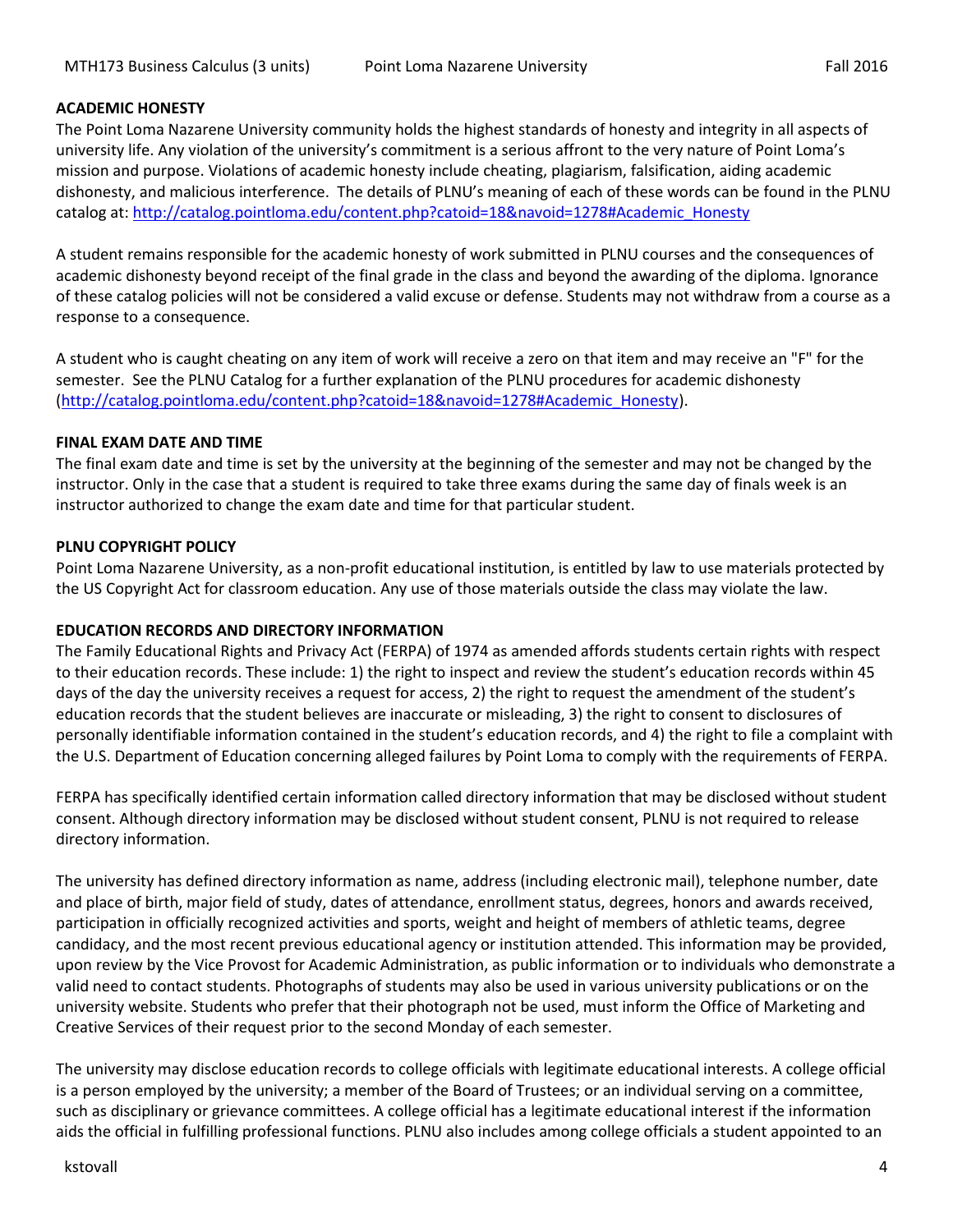## ACADEMIC HONESTY

The Point Loma Nazarene University community holds the highest standards of honesty and integrity in all aspects of university life. Any violation of the university's commitment is a serious affront to the very nature of Point Loma's mission and purpose. Violations of academic honesty include cheating, plagiarism, falsification, aiding academic dishonesty, and malicious interference. The details of PLNU's meaning of each of these words can be found in the PLNU catalog at: [http://catalog.pointloma.edu/content.php?catoid=18&navoid=1278#Academic_Honesty](http://catalog.pointloma.edu/content.php?catoid=18&navoid=1278#Academic_Honesty)

A student remains responsible for the academic honesty of work submitted in PLNU courses and the consequences of academic dishonesty beyond receipt of the final grade in the class and beyond the awarding of the diploma. Ignorance of these catalog policies will not be considered a valid excuse or defense. Students may not withdraw from a course as a response to a consequence.

A student who is caught cheating on any item of work will receive a zero on that item and may receive an "F" for the semester. See the PLNU Catalog for a further explanation of the PLNU procedures for academic dishonesty ([http://catalog.pointloma.edu/content.php?catoid=18&navoid=1278#Academic_Honesty](http://catalog.pointloma.edu/content.php?catoid=18&navoid=1278#Academic_Honesty)).

## FINAL EXAM DATE AND TIME

The final exam date and time is set by the university at the beginning of the semester and may not be changed by the instructor. Only in the case that a student is required to take three exams during the same day of finals week is an instructor authorized to change the exam date and time for that particular student.

## PLNU COPYRIGHT POLICY

Point Loma Nazarene University, as a non-profit educational institution, is entitled by law to use materials protected by the US Copyright Act for classroom education. Any use of those materials outside the class may violate the law.

## EDUCATION RECORDS AND DIRECTORY INFORMATION

The Family Educational Rights and Privacy Act (FERPA) of 1974 as amended affords students certain rights with respect to their education records. These include: 1) the right to inspect and review the student's education records within 45 days of the day the university receives a request for access, 2) the right to request the amendment of the student's education records that the student believes are inaccurate or misleading, 3) the right to consent to disclosures of personally identifiable information contained in the student's education records, and 4) the right to file a complaint with the U.S. Department of Education concerning alleged failures by Point Loma to comply with the requirements of FERPA.

FERPA has specifically identified certain information called directory information that may be disclosed without student consent. Although directory information may be disclosed without student consent, PLNU is not required to release directory information.

The university has defined directory information as name, address (including electronic mail), telephone number, date and place of birth, major field of study, dates of attendance, enrollment status, degrees, honors and awards received, participation in officially recognized activities and sports, weight and height of members of athletic teams, degree candidacy, and the most recent previous educational agency or institution attended. This information may be provided, upon review by the Vice Provost for Academic Administration, as public information or to individuals who demonstrate a valid need to contact students. Photographs of students may also be used in various university publications or on the university website. Students who prefer that their photograph not be used, must inform the Office of Marketing and Creative Services of their request prior to the second Monday of each semester.

The university may disclose education records to college officials with legitimate educational interests. A college official is a person employed by the university; a member of the Board of Trustees; or an individual serving on a committee, such as disciplinary or grievance committees. A college official has a legitimate educational interest if the information aids the official in fulfilling professional functions. PLNU also includes among college officials a student appointed to an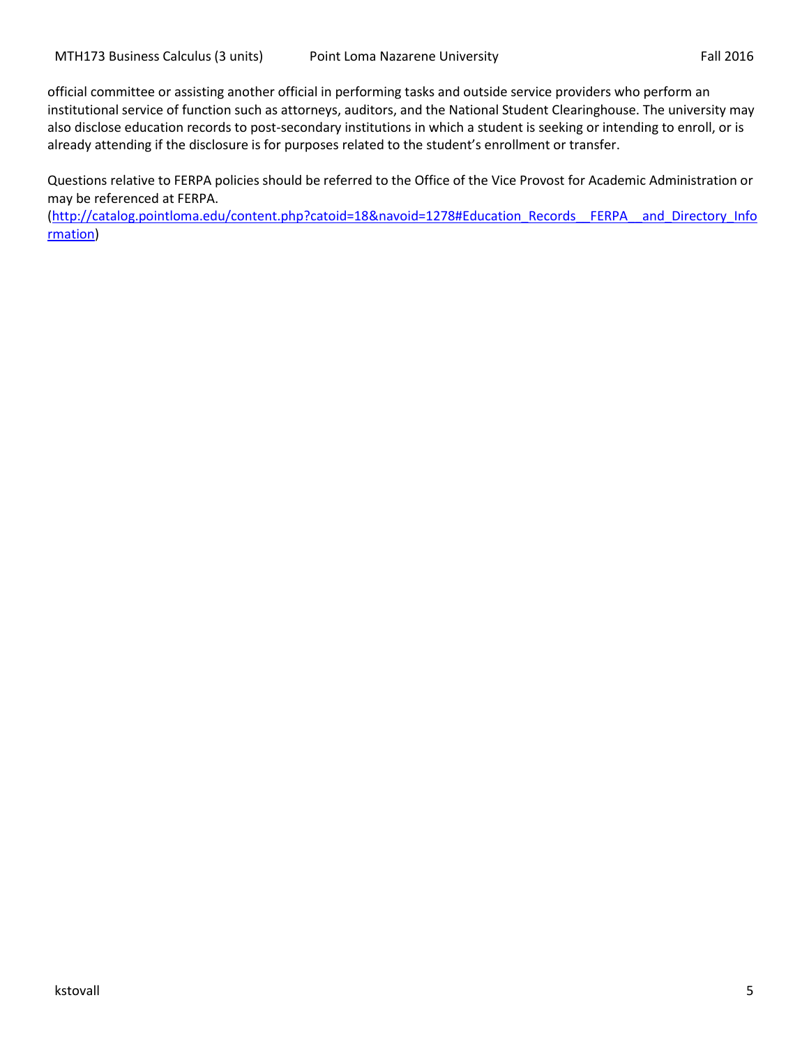official committee or assisting another official in performing tasks and outside service providers who perform an institutional service of function such as attorneys, auditors, and the National Student Clearinghouse. The university may also disclose education records to post-secondary institutions in which a student is seeking or intending to enroll, or is already attending if the disclosure is for purposes related to the student's enrollment or transfer.

Questions relative to FERPA policies should be referred to the Office of the Vice Provost for Academic Administration or may be referenced at FERPA.
(http://catalog.pointloma.edu/content.php?catoid=18&navoid=1278#Education_Records__FERPA__and_Directory_Information)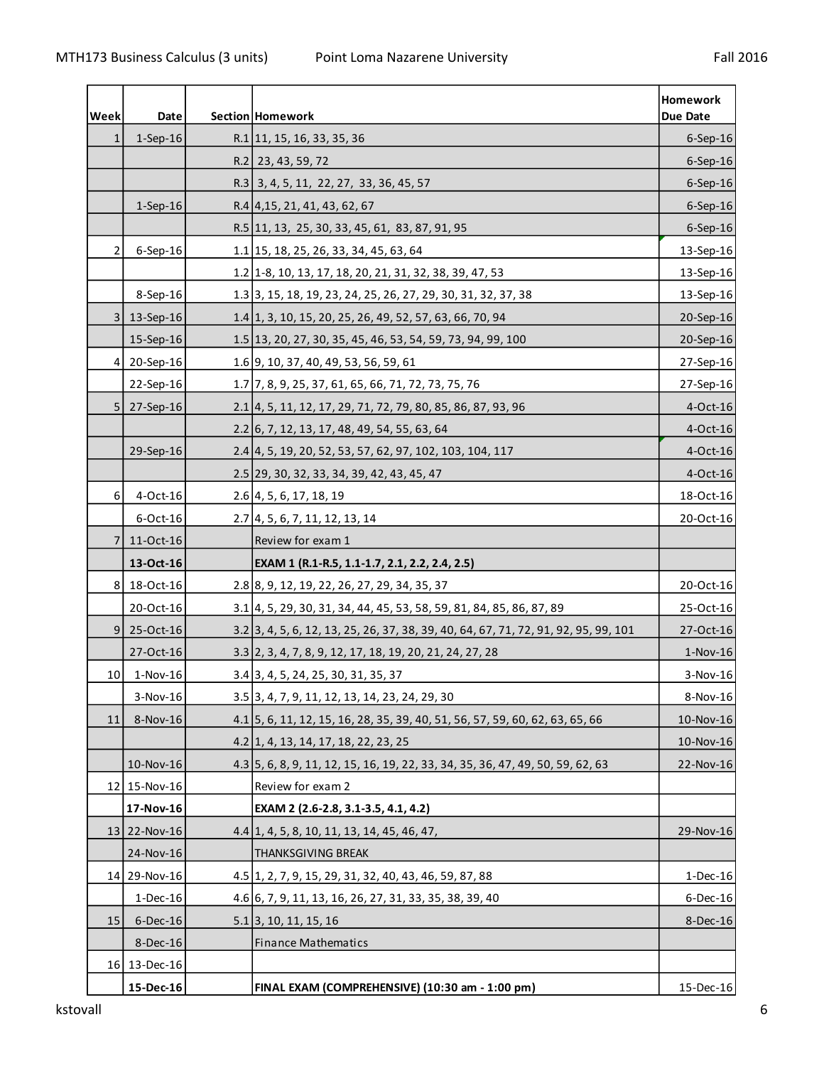| Week | Date | Section | Homework | Homework Due Date |
|---|---|---|---|---|
| 1 | 1-Sep-16 | R.1 | 11, 15, 16, 33, 35, 36 | 6-Sep-16 |
| | | R.2 | 23, 43, 59, 72 | 6-Sep-16 |
| | | R.3 | 3, 4, 5, 11, 22, 27, 33, 36, 45, 57 | 6-Sep-16 |
| | 1-Sep-16 | R.4 | 4,15, 21, 41, 43, 62, 67 | 6-Sep-16 |
| | | R.5 | 11, 13, 25, 30, 33, 45, 61, 83, 87, 91, 95 | 6-Sep-16 |
| 2 | 6-Sep-16 | 1.1 | 15, 18, 25, 26, 33, 34, 45, 63, 64 | 13-Sep-16 |
| | | 1.2 | 1-8, 10, 13, 17, 18, 20, 21, 31, 32, 38, 39, 47, 53 | 13-Sep-16 |
| | 8-Sep-16 | 1.3 | 3, 15, 18, 19, 23, 24, 25, 26, 27, 29, 30, 31, 32, 37, 38 | 13-Sep-16 |
| 3 | 13-Sep-16 | 1.4 | 1, 3, 10, 15, 20, 25, 26, 49, 52, 57, 63, 66, 70, 94 | 20-Sep-16 |
| | 15-Sep-16 | 1.5 | 13, 20, 27, 30, 35, 45, 46, 53, 54, 59, 73, 94, 99, 100 | 20-Sep-16 |
| 4 | 20-Sep-16 | 1.6 | 9, 10, 37, 40, 49, 53, 56, 59, 61 | 27-Sep-16 |
| | 22-Sep-16 | 1.7 | 7, 8, 9, 25, 37, 61, 65, 66, 71, 72, 73, 75, 76 | 27-Sep-16 |
| 5 | 27-Sep-16 | 2.1 | 4, 5, 11, 12, 17, 29, 71, 72, 79, 80, 85, 86, 87, 93, 96 | 4-Oct-16 |
| | | 2.2 | 6, 7, 12, 13, 17, 48, 49, 54, 55, 63, 64 | 4-Oct-16 |
| | 29-Sep-16 | 2.4 | 4, 5, 19, 20, 52, 53, 57, 62, 97, 102, 103, 104, 117 | 4-Oct-16 |
| | | 2.5 | 29, 30, 32, 33, 34, 39, 42, 43, 45, 47 | 4-Oct-16 |
| 6 | 4-Oct-16 | 2.6 | 4, 5, 6, 17, 18, 19 | 18-Oct-16 |
| | 6-Oct-16 | 2.7 | 4, 5, 6, 7, 11, 12, 13, 14 | 20-Oct-16 |
| 7 | 11-Oct-16 | | Review for exam 1 | |
| | **13-Oct-16** | | **EXAM 1 (R.1-R.5, 1.1-1.7, 2.1, 2.2, 2.4, 2.5)** | |
| 8 | 18-Oct-16 | 2.8 | 8, 9, 12, 19, 22, 26, 27, 29, 34, 35, 37 | 20-Oct-16 |
| | 20-Oct-16 | 3.1 | 4, 5, 29, 30, 31, 34, 44, 45, 53, 58, 59, 81, 84, 85, 86, 87, 89 | 25-Oct-16 |
| 9 | 25-Oct-16 | 3.2 | 3, 4, 5, 6, 12, 13, 25, 26, 37, 38, 39, 40, 64, 67, 71, 72, 91, 92, 95, 99, 101 | 27-Oct-16 |
| | 27-Oct-16 | 3.3 | 2, 3, 4, 7, 8, 9, 12, 17, 18, 19, 20, 21, 24, 27, 28 | 1-Nov-16 |
| 10 | 1-Nov-16 | 3.4 | 3, 4, 5, 24, 25, 30, 31, 35, 37 | 3-Nov-16 |
| | 3-Nov-16 | 3.5 | 3, 4, 7, 9, 11, 12, 13, 14, 23, 24, 29, 30 | 8-Nov-16 |
| 11 | 8-Nov-16 | 4.1 | 5, 6, 11, 12, 15, 16, 28, 35, 39, 40, 51, 56, 57, 59, 60, 62, 63, 65, 66 | 10-Nov-16 |
| | | 4.2 | 1, 4, 13, 14, 17, 18, 22, 23, 25 | 10-Nov-16 |
| | 10-Nov-16 | 4.3 | 5, 6, 8, 9, 11, 12, 15, 16, 19, 22, 33, 34, 35, 36, 47, 49, 50, 59, 62, 63 | 22-Nov-16 |
| 12 | 15-Nov-16 | | Review for exam 2 | |
| | **17-Nov-16** | | **EXAM 2 (2.6-2.8, 3.1-3.5, 4.1, 4.2)** | |
| 13 | 22-Nov-16 | 4.4 | 1, 4, 5, 8, 10, 11, 13, 14, 45, 46, 47, | 29-Nov-16 |
| | 24-Nov-16 | | THANKSGIVING BREAK | |
| 14 | 29-Nov-16 | 4.5 | 1, 2, 7, 9, 15, 29, 31, 32, 40, 43, 46, 59, 87, 88 | 1-Dec-16 |
| | 1-Dec-16 | 4.6 | 6, 7, 9, 11, 13, 16, 26, 27, 31, 33, 35, 38, 39, 40 | 6-Dec-16 |
| 15 | 6-Dec-16 | 5.1 | 3, 10, 11, 15, 16 | 8-Dec-16 |
| | 8-Dec-16 | | Finance Mathematics | |
| 16 | 13-Dec-16 | | | |
| | **15-Dec-16** | | **FINAL EXAM (COMPREHENSIVE) (10:30 am - 1:00 pm)** | 15-Dec-16 |